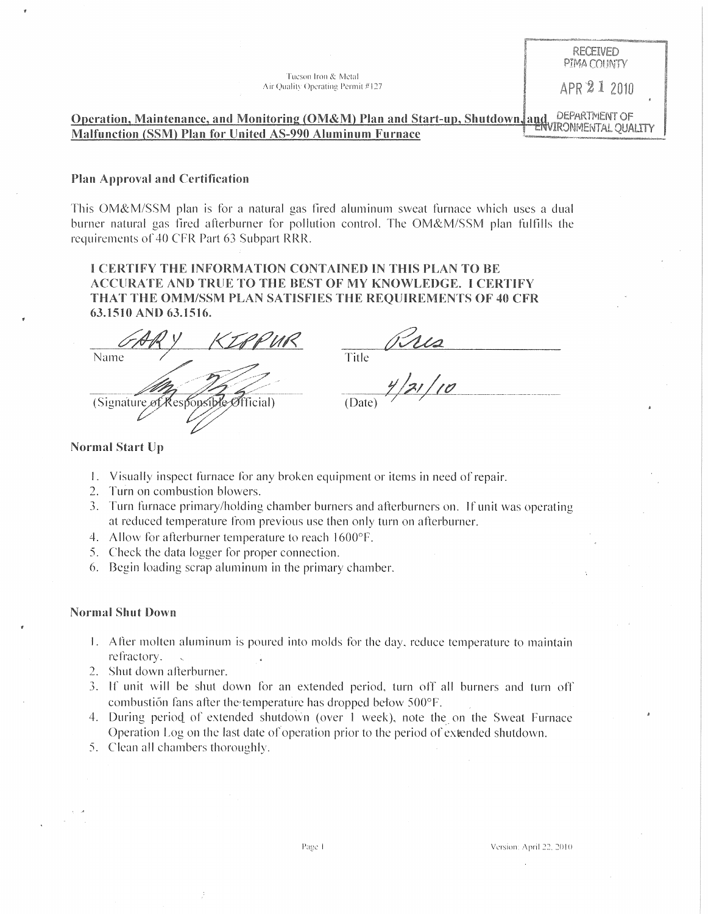Tucson Iron & Metal
Air Quality Operating Permit #127

RECEIVED
PIMA COUNTY
APR 21 2010
DEPARTMENT OF ENVIRONMENTAL QUALITY

## Operation, Maintenance, and Monitoring (OM&M) Plan and Start-up, Shutdown, and Malfunction (SSM) Plan for United AS-990 Aluminum Furnace

### Plan Approval and Certification

This OM&M/SSM plan is for a natural gas fired aluminum sweat furnace which uses a dual burner natural gas fired afterburner for pollution control. The OM&M/SSM plan fulfills the requirements of 40 CFR Part 63 Subpart RRR.

**I CERTIFY THE INFORMATION CONTAINED IN THIS PLAN TO BE ACCURATE AND TRUE TO THE BEST OF MY KNOWLEDGE. I CERTIFY THAT THE OMM/SSM PLAN SATISFIES THE REQUIREMENTS OF 40 CFR 63.1510 AND 63.1516.**

| GARY KIPPUR | Pres |
|---|---|
| Name | Title |
| [signature] | 4/21/10 |
| (Signature of Responsible Official) | (Date) |

### Normal Start Up

1. Visually inspect furnace for any broken equipment or items in need of repair.
2. Turn on combustion blowers.
3. Turn furnace primary/holding chamber burners and afterburners on. If unit was operating at reduced temperature from previous use then only turn on afterburner.
4. Allow for afterburner temperature to reach 1600°F.
5. Check the data logger for proper connection.
6. Begin loading scrap aluminum in the primary chamber.

### Normal Shut Down

1. After molten aluminum is poured into molds for the day, reduce temperature to maintain refractory.
2. Shut down afterburner.
3. If unit will be shut down for an extended period, turn off all burners and turn off combustion fans after the temperature has dropped below 500°F.
4. During period of extended shutdown (over 1 week), note the on the Sweat Furnace Operation Log on the last date of operation prior to the period of extended shutdown.
5. Clean all chambers thoroughly.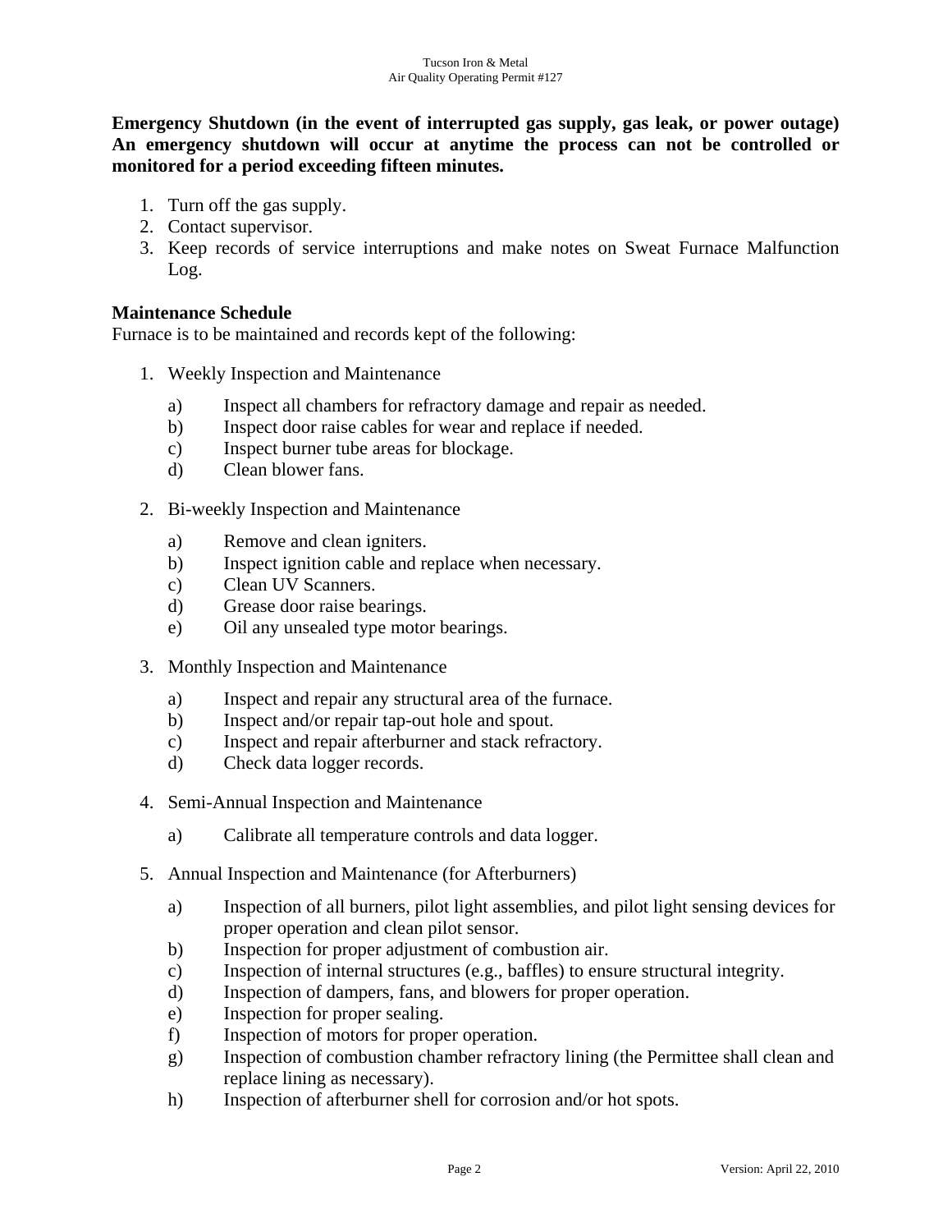**Emergency Shutdown (in the event of interrupted gas supply, gas leak, or power outage) An emergency shutdown will occur at anytime the process can not be controlled or monitored for a period exceeding fifteen minutes.**

1. Turn off the gas supply.
2. Contact supervisor.
3. Keep records of service interruptions and make notes on Sweat Furnace Malfunction Log.

**Maintenance Schedule**

Furnace is to be maintained and records kept of the following:

1. Weekly Inspection and Maintenance

    a) Inspect all chambers for refractory damage and repair as needed.
    b) Inspect door raise cables for wear and replace if needed.
    c) Inspect burner tube areas for blockage.
    d) Clean blower fans.

2. Bi-weekly Inspection and Maintenance

    a) Remove and clean igniters.
    b) Inspect ignition cable and replace when necessary.
    c) Clean UV Scanners.
    d) Grease door raise bearings.
    e) Oil any unsealed type motor bearings.

3. Monthly Inspection and Maintenance

    a) Inspect and repair any structural area of the furnace.
    b) Inspect and/or repair tap-out hole and spout.
    c) Inspect and repair afterburner and stack refractory.
    d) Check data logger records.

4. Semi-Annual Inspection and Maintenance

    a) Calibrate all temperature controls and data logger.

5. Annual Inspection and Maintenance (for Afterburners)

    a) Inspection of all burners, pilot light assemblies, and pilot light sensing devices for proper operation and clean pilot sensor.
    b) Inspection for proper adjustment of combustion air.
    c) Inspection of internal structures (e.g., baffles) to ensure structural integrity.
    d) Inspection of dampers, fans, and blowers for proper operation.
    e) Inspection for proper sealing.
    f) Inspection of motors for proper operation.
    g) Inspection of combustion chamber refractory lining (the Permittee shall clean and replace lining as necessary).
    h) Inspection of afterburner shell for corrosion and/or hot spots.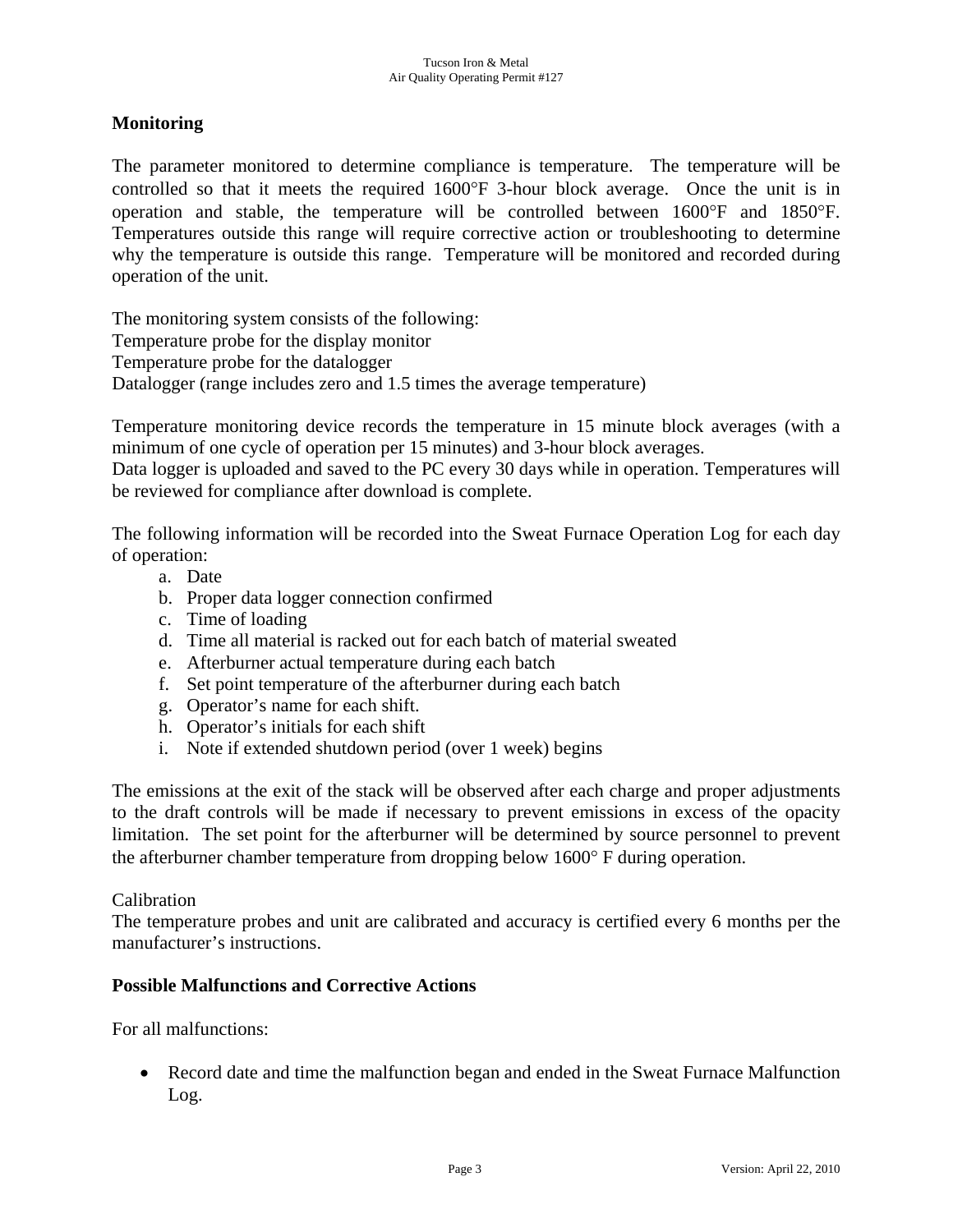## Monitoring

The parameter monitored to determine compliance is temperature. The temperature will be controlled so that it meets the required 1600°F 3-hour block average. Once the unit is in operation and stable, the temperature will be controlled between 1600°F and 1850°F. Temperatures outside this range will require corrective action or troubleshooting to determine why the temperature is outside this range. Temperature will be monitored and recorded during operation of the unit.

The monitoring system consists of the following:
Temperature probe for the display monitor
Temperature probe for the datalogger
Datalogger (range includes zero and 1.5 times the average temperature)

Temperature monitoring device records the temperature in 15 minute block averages (with a minimum of one cycle of operation per 15 minutes) and 3-hour block averages.
Data logger is uploaded and saved to the PC every 30 days while in operation. Temperatures will be reviewed for compliance after download is complete.

The following information will be recorded into the Sweat Furnace Operation Log for each day of operation:

a. Date
b. Proper data logger connection confirmed
c. Time of loading
d. Time all material is racked out for each batch of material sweated
e. Afterburner actual temperature during each batch
f. Set point temperature of the afterburner during each batch
g. Operator's name for each shift.
h. Operator's initials for each shift
i. Note if extended shutdown period (over 1 week) begins

The emissions at the exit of the stack will be observed after each charge and proper adjustments to the draft controls will be made if necessary to prevent emissions in excess of the opacity limitation. The set point for the afterburner will be determined by source personnel to prevent the afterburner chamber temperature from dropping below 1600° F during operation.

Calibration
The temperature probes and unit are calibrated and accuracy is certified every 6 months per the manufacturer's instructions.

## Possible Malfunctions and Corrective Actions

For all malfunctions:

- Record date and time the malfunction began and ended in the Sweat Furnace Malfunction Log.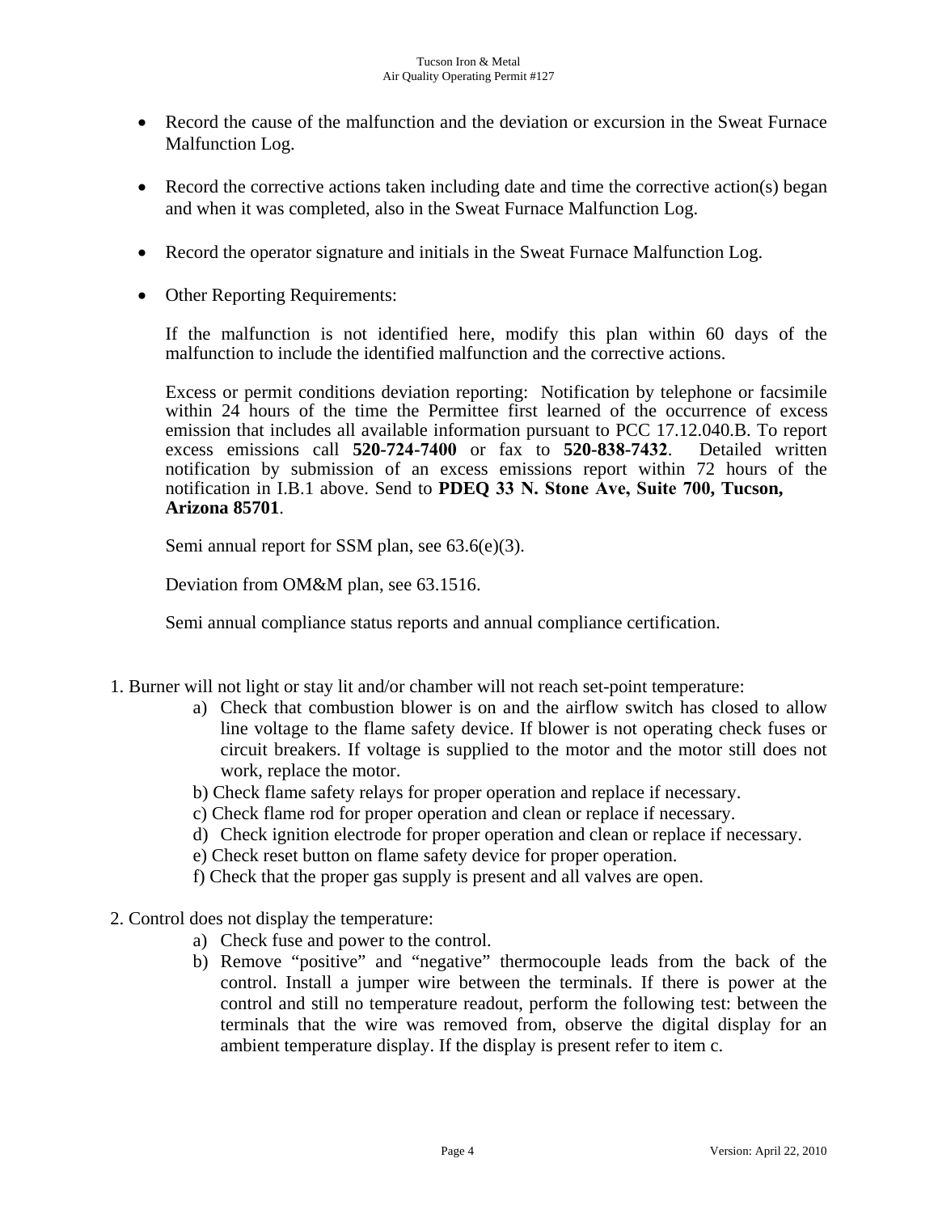- Record the cause of the malfunction and the deviation or excursion in the Sweat Furnace Malfunction Log.

- Record the corrective actions taken including date and time the corrective action(s) began and when it was completed, also in the Sweat Furnace Malfunction Log.

- Record the operator signature and initials in the Sweat Furnace Malfunction Log.

- Other Reporting Requirements:

  If the malfunction is not identified here, modify this plan within 60 days of the malfunction to include the identified malfunction and the corrective actions.

  Excess or permit conditions deviation reporting: Notification by telephone or facsimile within 24 hours of the time the Permittee first learned of the occurrence of excess emission that includes all available information pursuant to PCC 17.12.040.B. To report excess emissions call **520-724-7400** or fax to **520-838-7432**. Detailed written notification by submission of an excess emissions report within 72 hours of the notification in I.B.1 above. Send to **PDEQ 33 N. Stone Ave, Suite 700, Tucson, Arizona 85701**.

  Semi annual report for SSM plan, see 63.6(e)(3).

  Deviation from OM&M plan, see 63.1516.

  Semi annual compliance status reports and annual compliance certification.

1. Burner will not light or stay lit and/or chamber will not reach set-point temperature:
   a) Check that combustion blower is on and the airflow switch has closed to allow line voltage to the flame safety device. If blower is not operating check fuses or circuit breakers. If voltage is supplied to the motor and the motor still does not work, replace the motor.
   b) Check flame safety relays for proper operation and replace if necessary.
   c) Check flame rod for proper operation and clean or replace if necessary.
   d) Check ignition electrode for proper operation and clean or replace if necessary.
   e) Check reset button on flame safety device for proper operation.
   f) Check that the proper gas supply is present and all valves are open.

2. Control does not display the temperature:
   a) Check fuse and power to the control.
   b) Remove "positive" and "negative" thermocouple leads from the back of the control. Install a jumper wire between the terminals. If there is power at the control and still no temperature readout, perform the following test: between the terminals that the wire was removed from, observe the digital display for an ambient temperature display. If the display is present refer to item c.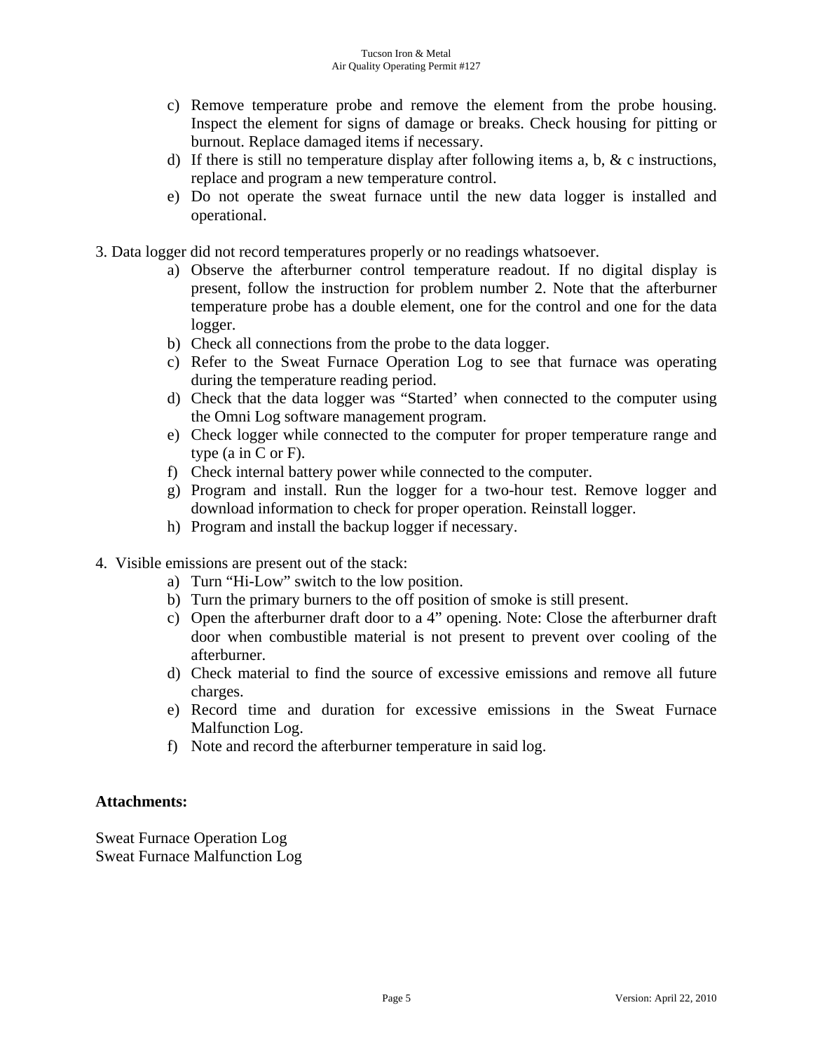c) Remove temperature probe and remove the element from the probe housing. Inspect the element for signs of damage or breaks. Check housing for pitting or burnout. Replace damaged items if necessary.
d) If there is still no temperature display after following items a, b, & c instructions, replace and program a new temperature control.
e) Do not operate the sweat furnace until the new data logger is installed and operational.

3. Data logger did not record temperatures properly or no readings whatsoever.
    a) Observe the afterburner control temperature readout. If no digital display is present, follow the instruction for problem number 2. Note that the afterburner temperature probe has a double element, one for the control and one for the data logger.
    b) Check all connections from the probe to the data logger.
    c) Refer to the Sweat Furnace Operation Log to see that furnace was operating during the temperature reading period.
    d) Check that the data logger was "Started' when connected to the computer using the Omni Log software management program.
    e) Check logger while connected to the computer for proper temperature range and type (a in C or F).
    f) Check internal battery power while connected to the computer.
    g) Program and install. Run the logger for a two-hour test. Remove logger and download information to check for proper operation. Reinstall logger.
    h) Program and install the backup logger if necessary.

4. Visible emissions are present out of the stack:
    a) Turn "Hi-Low" switch to the low position.
    b) Turn the primary burners to the off position of smoke is still present.
    c) Open the afterburner draft door to a 4" opening. Note: Close the afterburner draft door when combustible material is not present to prevent over cooling of the afterburner.
    d) Check material to find the source of excessive emissions and remove all future charges.
    e) Record time and duration for excessive emissions in the Sweat Furnace Malfunction Log.
    f) Note and record the afterburner temperature in said log.

**Attachments:**

Sweat Furnace Operation Log
Sweat Furnace Malfunction Log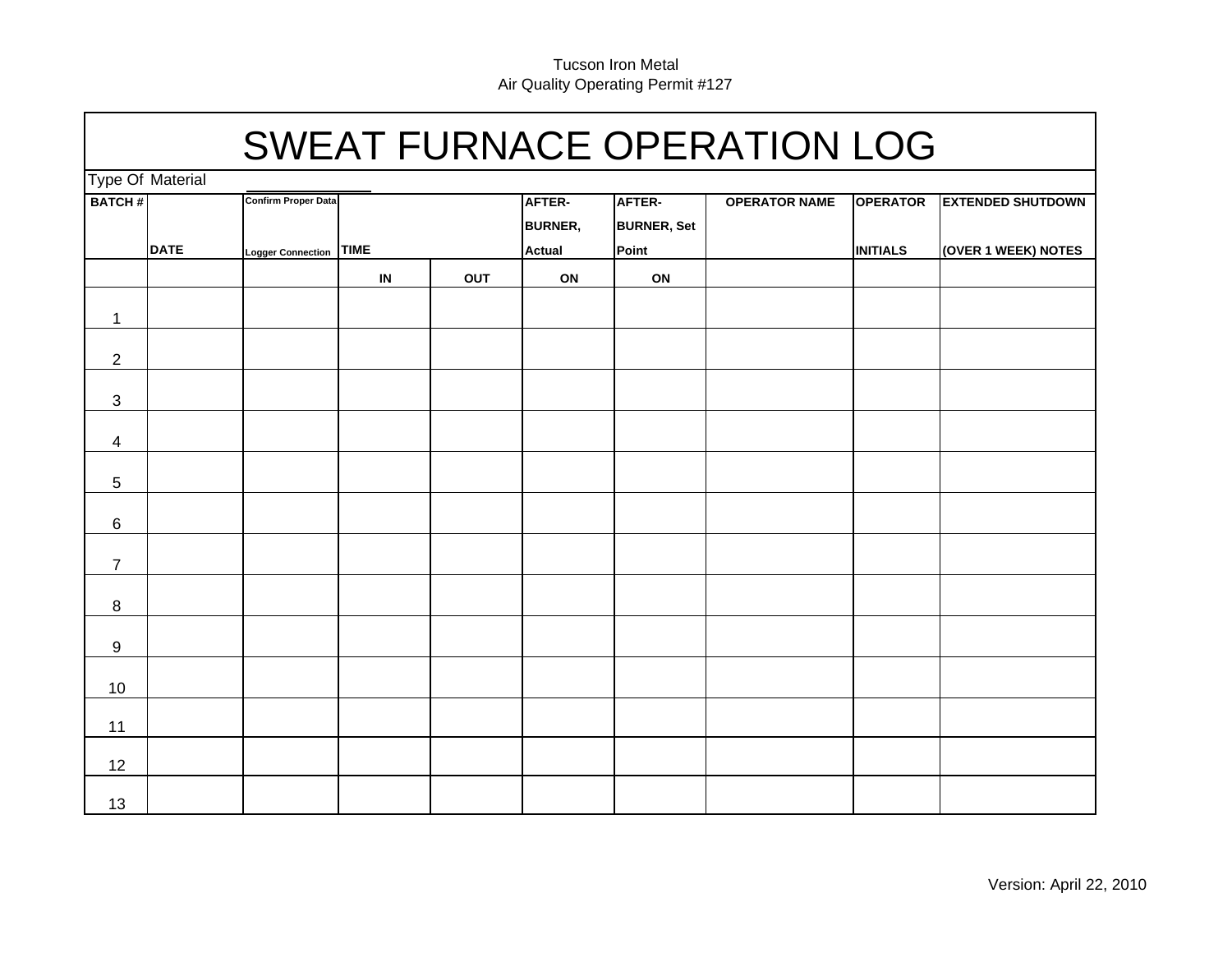Tucson Iron Metal
Air Quality Operating Permit #127

# SWEAT FURNACE OPERATION LOG

Type Of Material ______________

| BATCH # | DATE | Confirm Proper Data Logger Connection | TIME | | AFTER-BURNER, Actual | AFTER-BURNER, Set Point | OPERATOR NAME | OPERATOR INITIALS | EXTENDED SHUTDOWN (OVER 1 WEEK) NOTES |
|---|---|---|---|---|---|---|---|---|---|
| | | | IN | OUT | ON | ON | | | |
| 1 | | | | | | | | | |
| 2 | | | | | | | | | |
| 3 | | | | | | | | | |
| 4 | | | | | | | | | |
| 5 | | | | | | | | | |
| 6 | | | | | | | | | |
| 7 | | | | | | | | | |
| 8 | | | | | | | | | |
| 9 | | | | | | | | | |
| 10 | | | | | | | | | |
| 11 | | | | | | | | | |
| 12 | | | | | | | | | |
| 13 | | | | | | | | | |

Version: April 22, 2010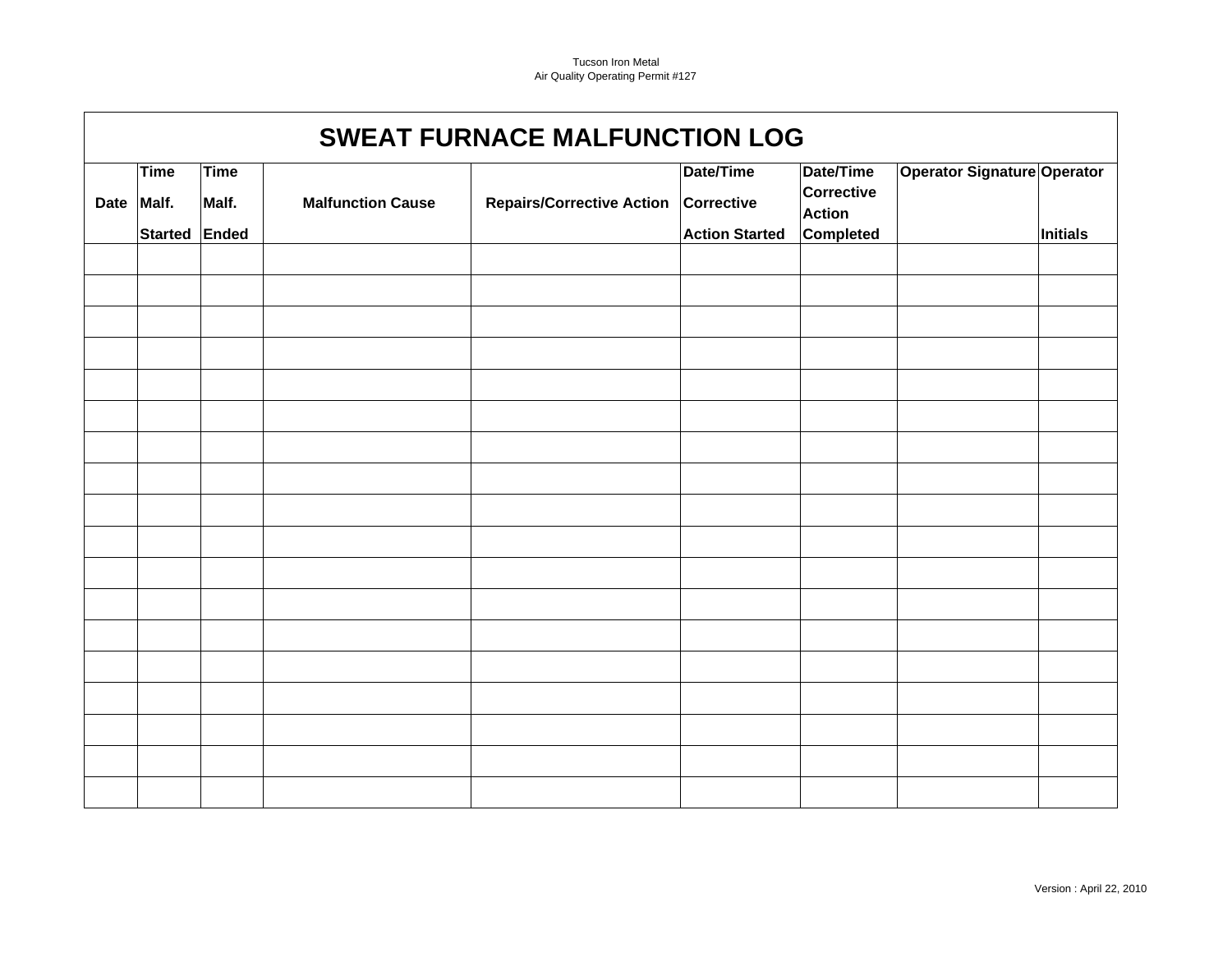Tucson Iron Metal
Air Quality Operating Permit #127

# SWEAT FURNACE MALFUNCTION LOG

| Date | Time Malf. Started | Time Malf. Ended | Malfunction Cause | Repairs/Corrective Action | Date/Time Corrective Action Started | Date/Time Corrective Action Completed | Operator Signature | Operator Initials |
|---|---|---|---|---|---|---|---|---|
| | | | | | | | | |
| | | | | | | | | |
| | | | | | | | | |
| | | | | | | | | |
| | | | | | | | | |
| | | | | | | | | |
| | | | | | | | | |
| | | | | | | | | |
| | | | | | | | | |
| | | | | | | | | |
| | | | | | | | | |
| | | | | | | | | |
| | | | | | | | | |
| | | | | | | | | |
| | | | | | | | | |
| | | | | | | | | |
| | | | | | | | | |
| | | | | | | | | |

Version : April 22, 2010